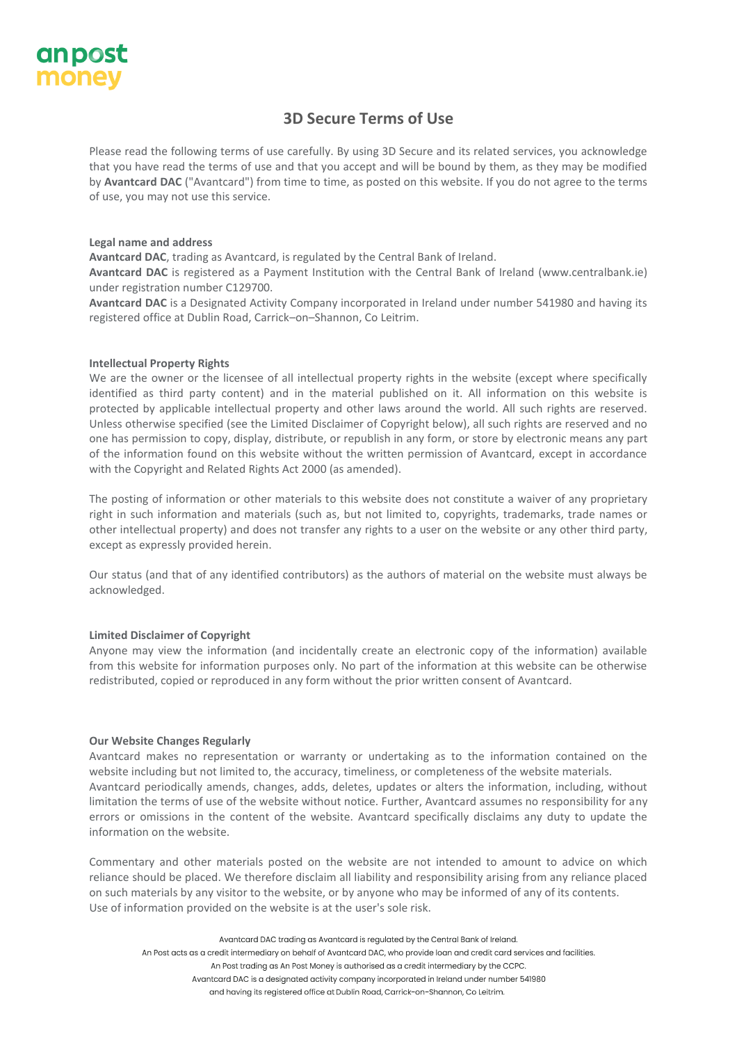# 3D Secure Terms of Use

Please read the following terms of use carefully. By using 3D Secure and its related services, you acknowledge that you have read the terms of use and that you accept and will be bound by them, as they may be modified by **Avantcard DAC** ("Avantcard") from time to time, as posted on this website. If you do not agree to the terms of use, you may not use this service.

**Legal name and address**

**Avantcard DAC**, trading as Avantcard, is regulated by the Central Bank of Ireland.
**Avantcard DAC** is registered as a Payment Institution with the Central Bank of Ireland (www.centralbank.ie) under registration number C129700.
**Avantcard DAC** is a Designated Activity Company incorporated in Ireland under number 541980 and having its registered office at Dublin Road, Carrick–on–Shannon, Co Leitrim.

**Intellectual Property Rights**

We are the owner or the licensee of all intellectual property rights in the website (except where specifically identified as third party content) and in the material published on it. All information on this website is protected by applicable intellectual property and other laws around the world. All such rights are reserved. Unless otherwise specified (see the Limited Disclaimer of Copyright below), all such rights are reserved and no one has permission to copy, display, distribute, or republish in any form, or store by electronic means any part of the information found on this website without the written permission of Avantcard, except in accordance with the Copyright and Related Rights Act 2000 (as amended).

The posting of information or other materials to this website does not constitute a waiver of any proprietary right in such information and materials (such as, but not limited to, copyrights, trademarks, trade names or other intellectual property) and does not transfer any rights to a user on the website or any other third party, except as expressly provided herein.

Our status (and that of any identified contributors) as the authors of material on the website must always be acknowledged.

**Limited Disclaimer of Copyright**

Anyone may view the information (and incidentally create an electronic copy of the information) available from this website for information purposes only. No part of the information at this website can be otherwise redistributed, copied or reproduced in any form without the prior written consent of Avantcard.

**Our Website Changes Regularly**

Avantcard makes no representation or warranty or undertaking as to the information contained on the website including but not limited to, the accuracy, timeliness, or completeness of the website materials.
Avantcard periodically amends, changes, adds, deletes, updates or alters the information, including, without limitation the terms of use of the website without notice. Further, Avantcard assumes no responsibility for any errors or omissions in the content of the website. Avantcard specifically disclaims any duty to update the information on the website.

Commentary and other materials posted on the website are not intended to amount to advice on which reliance should be placed. We therefore disclaim all liability and responsibility arising from any reliance placed on such materials by any visitor to the website, or by anyone who may be informed of any of its contents.
Use of information provided on the website is at the user's sole risk.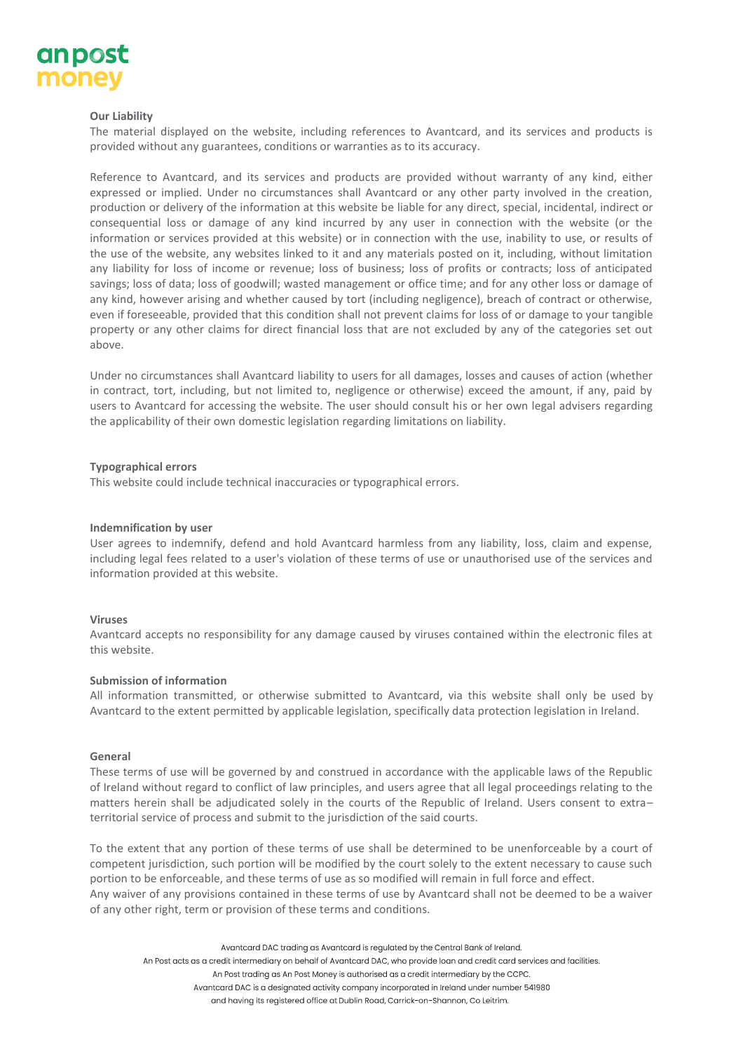**Our Liability**

The material displayed on the website, including references to Avantcard, and its services and products is provided without any guarantees, conditions or warranties as to its accuracy.

Reference to Avantcard, and its services and products are provided without warranty of any kind, either expressed or implied. Under no circumstances shall Avantcard or any other party involved in the creation, production or delivery of the information at this website be liable for any direct, special, incidental, indirect or consequential loss or damage of any kind incurred by any user in connection with the website (or the information or services provided at this website) or in connection with the use, inability to use, or results of the use of the website, any websites linked to it and any materials posted on it, including, without limitation any liability for loss of income or revenue; loss of business; loss of profits or contracts; loss of anticipated savings; loss of data; loss of goodwill; wasted management or office time; and for any other loss or damage of any kind, however arising and whether caused by tort (including negligence), breach of contract or otherwise, even if foreseeable, provided that this condition shall not prevent claims for loss of or damage to your tangible property or any other claims for direct financial loss that are not excluded by any of the categories set out above.

Under no circumstances shall Avantcard liability to users for all damages, losses and causes of action (whether in contract, tort, including, but not limited to, negligence or otherwise) exceed the amount, if any, paid by users to Avantcard for accessing the website. The user should consult his or her own legal advisers regarding the applicability of their own domestic legislation regarding limitations on liability.

**Typographical errors**

This website could include technical inaccuracies or typographical errors.

**Indemnification by user**

User agrees to indemnify, defend and hold Avantcard harmless from any liability, loss, claim and expense, including legal fees related to a user's violation of these terms of use or unauthorised use of the services and information provided at this website.

**Viruses**

Avantcard accepts no responsibility for any damage caused by viruses contained within the electronic files at this website.

**Submission of information**

All information transmitted, or otherwise submitted to Avantcard, via this website shall only be used by Avantcard to the extent permitted by applicable legislation, specifically data protection legislation in Ireland.

**General**

These terms of use will be governed by and construed in accordance with the applicable laws of the Republic of Ireland without regard to conflict of law principles, and users agree that all legal proceedings relating to the matters herein shall be adjudicated solely in the courts of the Republic of Ireland. Users consent to extra–territorial service of process and submit to the jurisdiction of the said courts.

To the extent that any portion of these terms of use shall be determined to be unenforceable by a court of competent jurisdiction, such portion will be modified by the court solely to the extent necessary to cause such portion to be enforceable, and these terms of use as so modified will remain in full force and effect.
Any waiver of any provisions contained in these terms of use by Avantcard shall not be deemed to be a waiver of any other right, term or provision of these terms and conditions.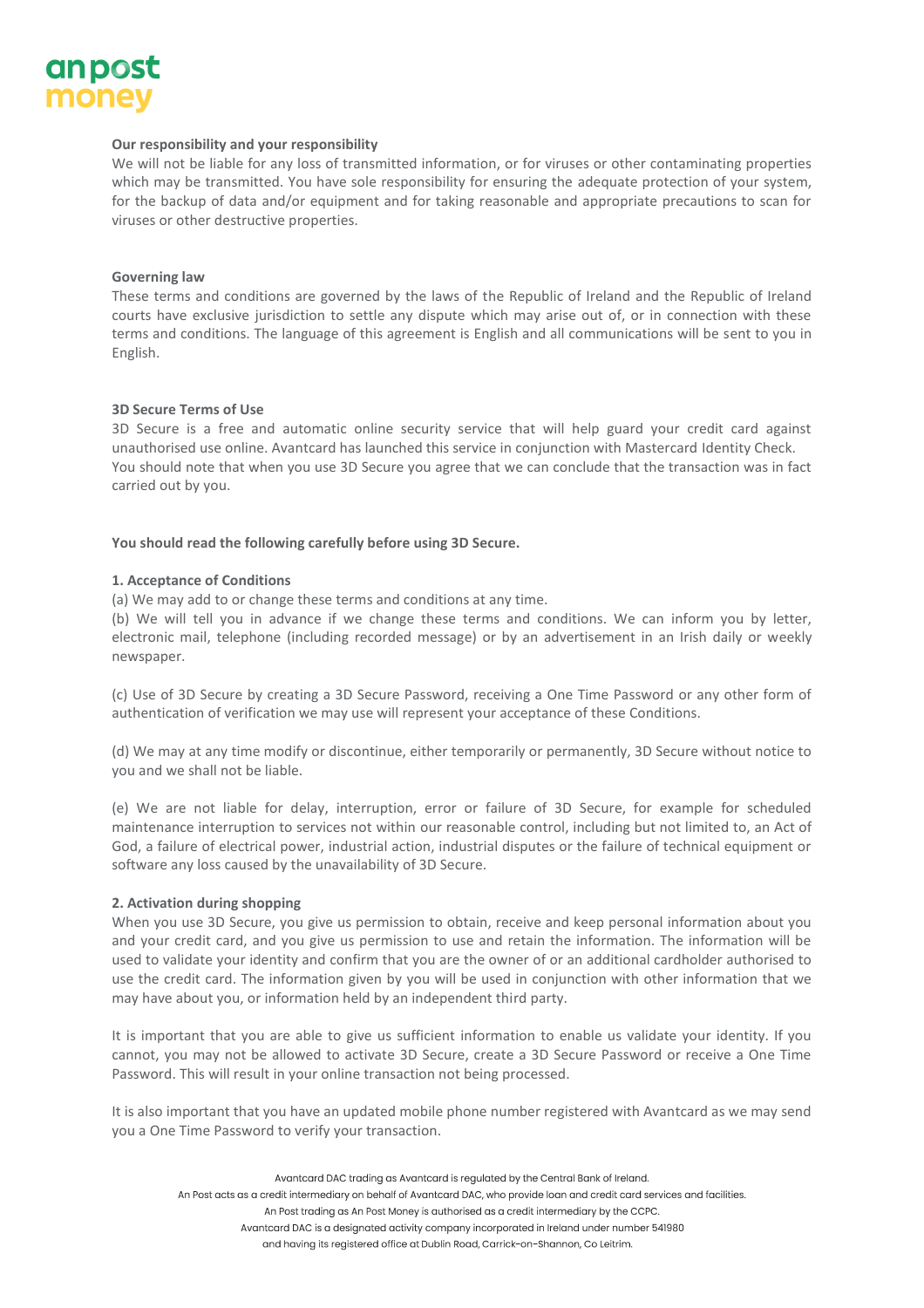**Our responsibility and your responsibility**

We will not be liable for any loss of transmitted information, or for viruses or other contaminating properties which may be transmitted. You have sole responsibility for ensuring the adequate protection of your system, for the backup of data and/or equipment and for taking reasonable and appropriate precautions to scan for viruses or other destructive properties.

**Governing law**

These terms and conditions are governed by the laws of the Republic of Ireland and the Republic of Ireland courts have exclusive jurisdiction to settle any dispute which may arise out of, or in connection with these terms and conditions. The language of this agreement is English and all communications will be sent to you in English.

**3D Secure Terms of Use**

3D Secure is a free and automatic online security service that will help guard your credit card against unauthorised use online. Avantcard has launched this service in conjunction with Mastercard Identity Check. You should note that when you use 3D Secure you agree that we can conclude that the transaction was in fact carried out by you.

**You should read the following carefully before using 3D Secure.**

**1. Acceptance of Conditions**

(a) We may add to or change these terms and conditions at any time.

(b) We will tell you in advance if we change these terms and conditions. We can inform you by letter, electronic mail, telephone (including recorded message) or by an advertisement in an Irish daily or weekly newspaper.

(c) Use of 3D Secure by creating a 3D Secure Password, receiving a One Time Password or any other form of authentication of verification we may use will represent your acceptance of these Conditions.

(d) We may at any time modify or discontinue, either temporarily or permanently, 3D Secure without notice to you and we shall not be liable.

(e) We are not liable for delay, interruption, error or failure of 3D Secure, for example for scheduled maintenance interruption to services not within our reasonable control, including but not limited to, an Act of God, a failure of electrical power, industrial action, industrial disputes or the failure of technical equipment or software any loss caused by the unavailability of 3D Secure.

**2. Activation during shopping**

When you use 3D Secure, you give us permission to obtain, receive and keep personal information about you and your credit card, and you give us permission to use and retain the information. The information will be used to validate your identity and confirm that you are the owner of or an additional cardholder authorised to use the credit card. The information given by you will be used in conjunction with other information that we may have about you, or information held by an independent third party.

It is important that you are able to give us sufficient information to enable us validate your identity. If you cannot, you may not be allowed to activate 3D Secure, create a 3D Secure Password or receive a One Time Password. This will result in your online transaction not being processed.

It is also important that you have an updated mobile phone number registered with Avantcard as we may send you a One Time Password to verify your transaction.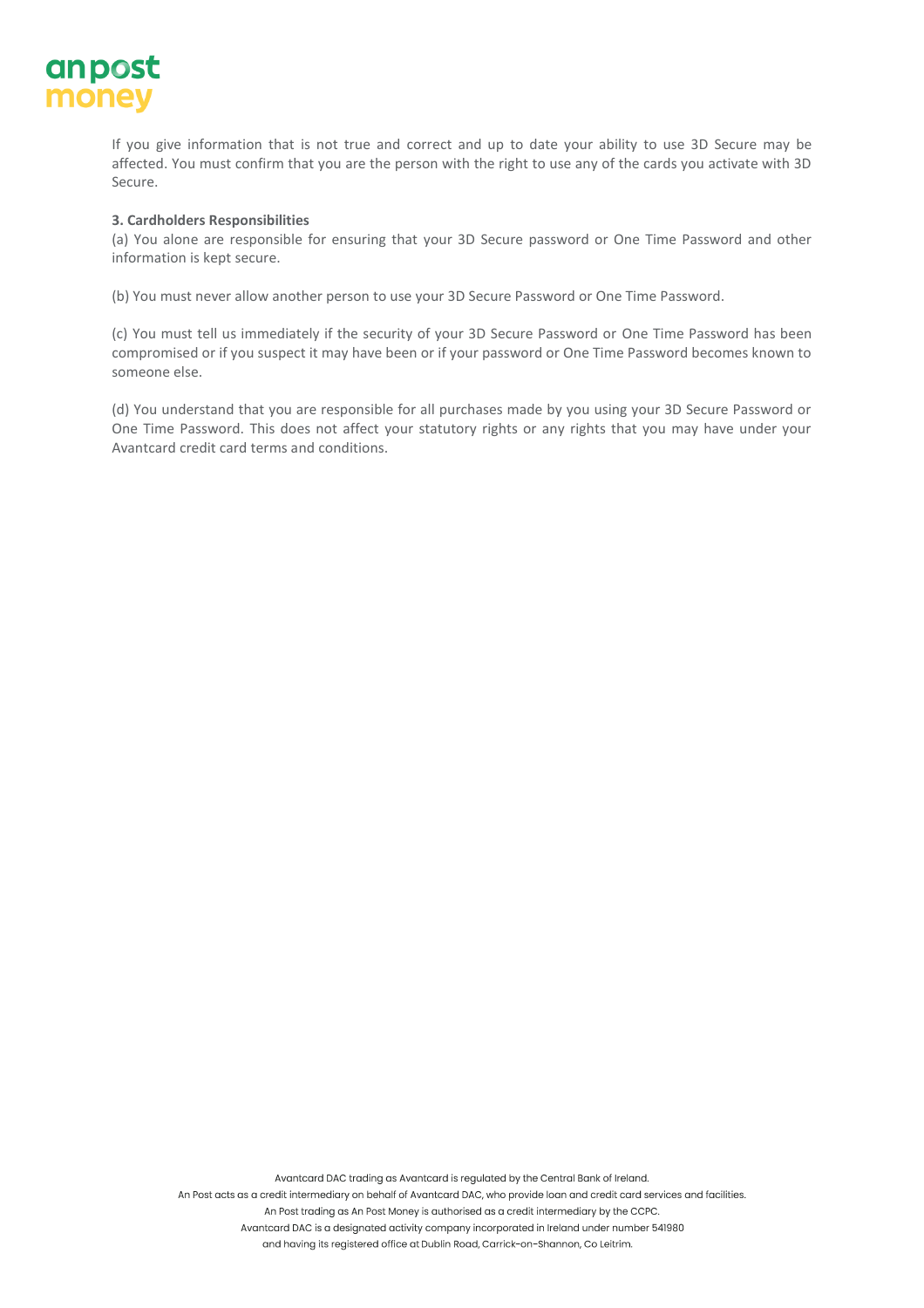If you give information that is not true and correct and up to date your ability to use 3D Secure may be affected. You must confirm that you are the person with the right to use any of the cards you activate with 3D Secure.

**3. Cardholders Responsibilities**

(a) You alone are responsible for ensuring that your 3D Secure password or One Time Password and other information is kept secure.

(b) You must never allow another person to use your 3D Secure Password or One Time Password.

(c) You must tell us immediately if the security of your 3D Secure Password or One Time Password has been compromised or if you suspect it may have been or if your password or One Time Password becomes known to someone else.

(d) You understand that you are responsible for all purchases made by you using your 3D Secure Password or One Time Password. This does not affect your statutory rights or any rights that you may have under your Avantcard credit card terms and conditions.

Avantcard DAC trading as Avantcard is regulated by the Central Bank of Ireland.
An Post acts as a credit intermediary on behalf of Avantcard DAC, who provide loan and credit card services and facilities.
An Post trading as An Post Money is authorised as a credit intermediary by the CCPC.
Avantcard DAC is a designated activity company incorporated in Ireland under number 541980
and having its registered office at Dublin Road, Carrick-on-Shannon, Co Leitrim.